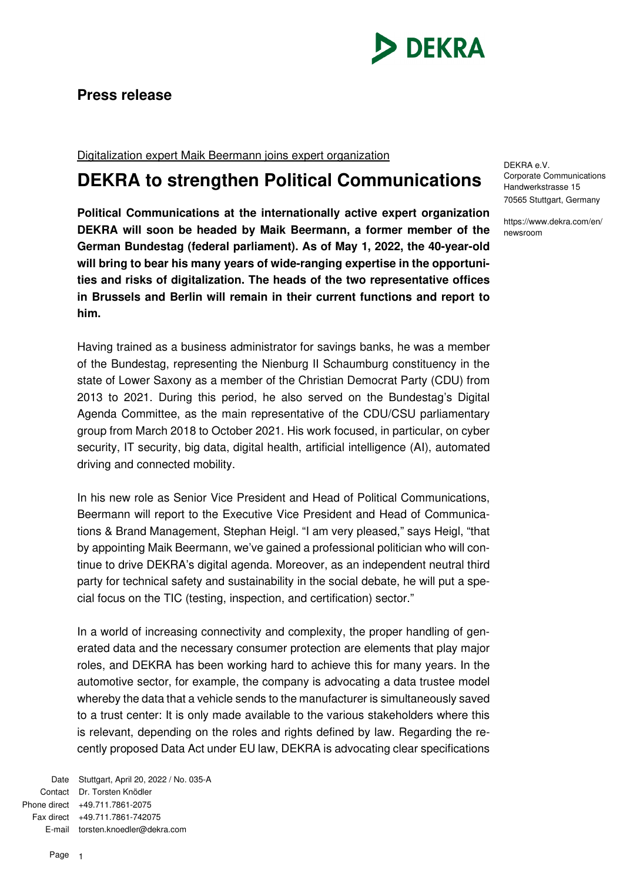# Press release

Digitalization expert Maik Beermann joins expert organization

## DEKRA to strengthen Political Communications

**Political Communications at the internationally active expert organization DEKRA will soon be headed by Maik Beermann, a former member of the German Bundestag (federal parliament). As of May 1, 2022, the 40-year-old will bring to bear his many years of wide-ranging expertise in the opportunities and risks of digitalization. The heads of the two representative offices in Brussels and Berlin will remain in their current functions and report to him.**

Having trained as a business administrator for savings banks, he was a member of the Bundestag, representing the Nienburg II Schaumburg constituency in the state of Lower Saxony as a member of the Christian Democrat Party (CDU) from 2013 to 2021. During this period, he also served on the Bundestag's Digital Agenda Committee, as the main representative of the CDU/CSU parliamentary group from March 2018 to October 2021. His work focused, in particular, on cyber security, IT security, big data, digital health, artificial intelligence (AI), automated driving and connected mobility.

In his new role as Senior Vice President and Head of Political Communications, Beermann will report to the Executive Vice President and Head of Communications & Brand Management, Stephan Heigl. "I am very pleased," says Heigl, "that by appointing Maik Beermann, we've gained a professional politician who will continue to drive DEKRA's digital agenda. Moreover, as an independent neutral third party for technical safety and sustainability in the social debate, he will put a special focus on the TIC (testing, inspection, and certification) sector."

In a world of increasing connectivity and complexity, the proper handling of generated data and the necessary consumer protection are elements that play major roles, and DEKRA has been working hard to achieve this for many years. In the automotive sector, for example, the company is advocating a data trustee model whereby the data that a vehicle sends to the manufacturer is simultaneously saved to a trust center: It is only made available to the various stakeholders where this is relevant, depending on the roles and rights defined by law. Regarding the recently proposed Data Act under EU law, DEKRA is advocating clear specifications

DEKRA e.V.
Corporate Communications
Handwerkstrasse 15
70565 Stuttgart, Germany

https://www.dekra.com/en/newsroom

Date: Stuttgart, April 20, 2022 / No. 035-A
Contact: Dr. Torsten Knödler
Phone direct: +49.711.7861-2075
Fax direct: +49.711.7861-742075
E-mail: torsten.knoedler@dekra.com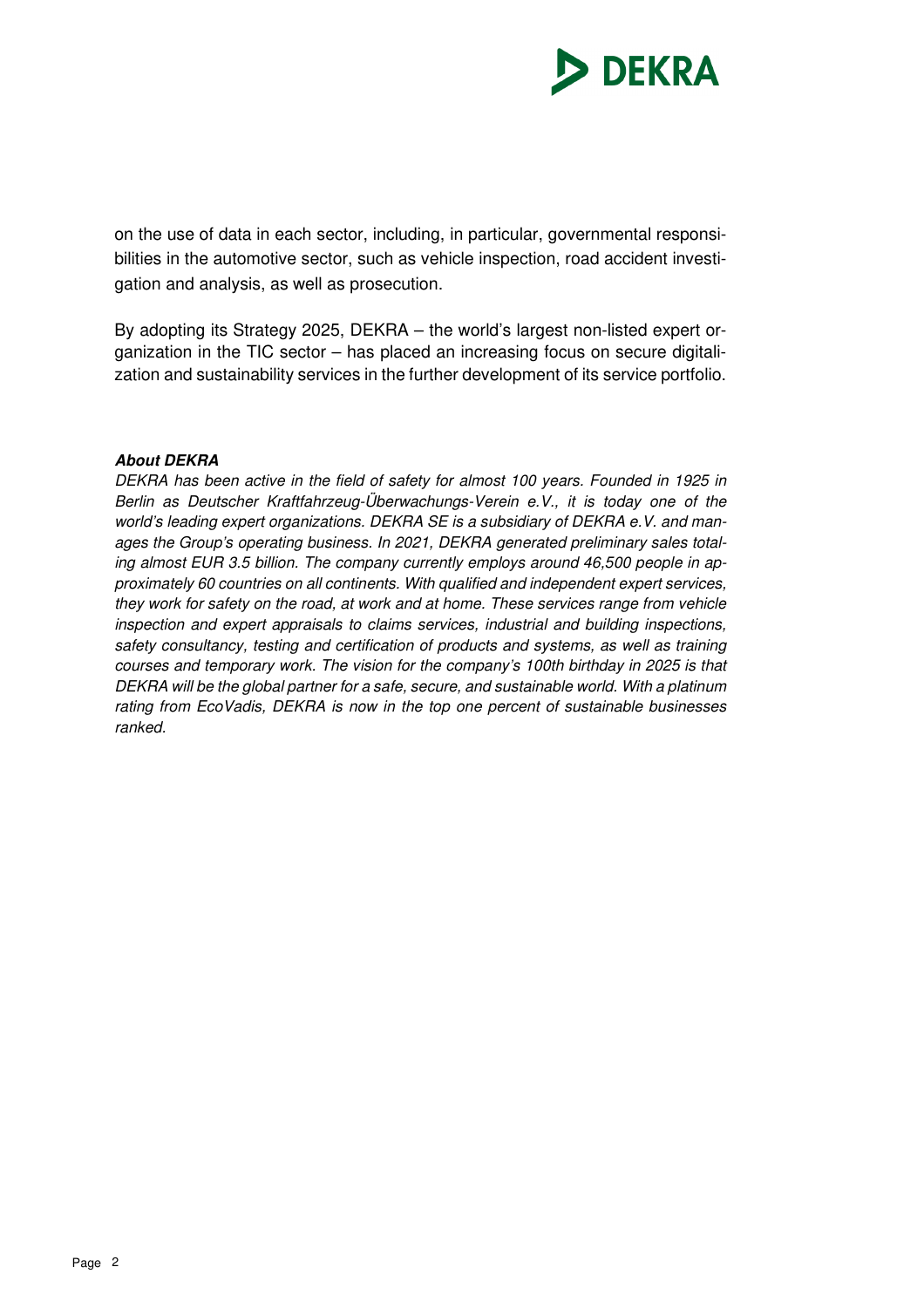on the use of data in each sector, including, in particular, governmental responsibilities in the automotive sector, such as vehicle inspection, road accident investigation and analysis, as well as prosecution.

By adopting its Strategy 2025, DEKRA – the world's largest non-listed expert organization in the TIC sector – has placed an increasing focus on secure digitalization and sustainability services in the further development of its service portfolio.

***About DEKRA***

*DEKRA has been active in the field of safety for almost 100 years. Founded in 1925 in Berlin as Deutscher Kraftfahrzeug-Überwachungs-Verein e.V., it is today one of the world's leading expert organizations. DEKRA SE is a subsidiary of DEKRA e.V. and manages the Group's operating business. In 2021, DEKRA generated preliminary sales totaling almost EUR 3.5 billion. The company currently employs around 46,500 people in approximately 60 countries on all continents. With qualified and independent expert services, they work for safety on the road, at work and at home. These services range from vehicle inspection and expert appraisals to claims services, industrial and building inspections, safety consultancy, testing and certification of products and systems, as well as training courses and temporary work. The vision for the company's 100th birthday in 2025 is that DEKRA will be the global partner for a safe, secure, and sustainable world. With a platinum rating from EcoVadis, DEKRA is now in the top one percent of sustainable businesses ranked.*